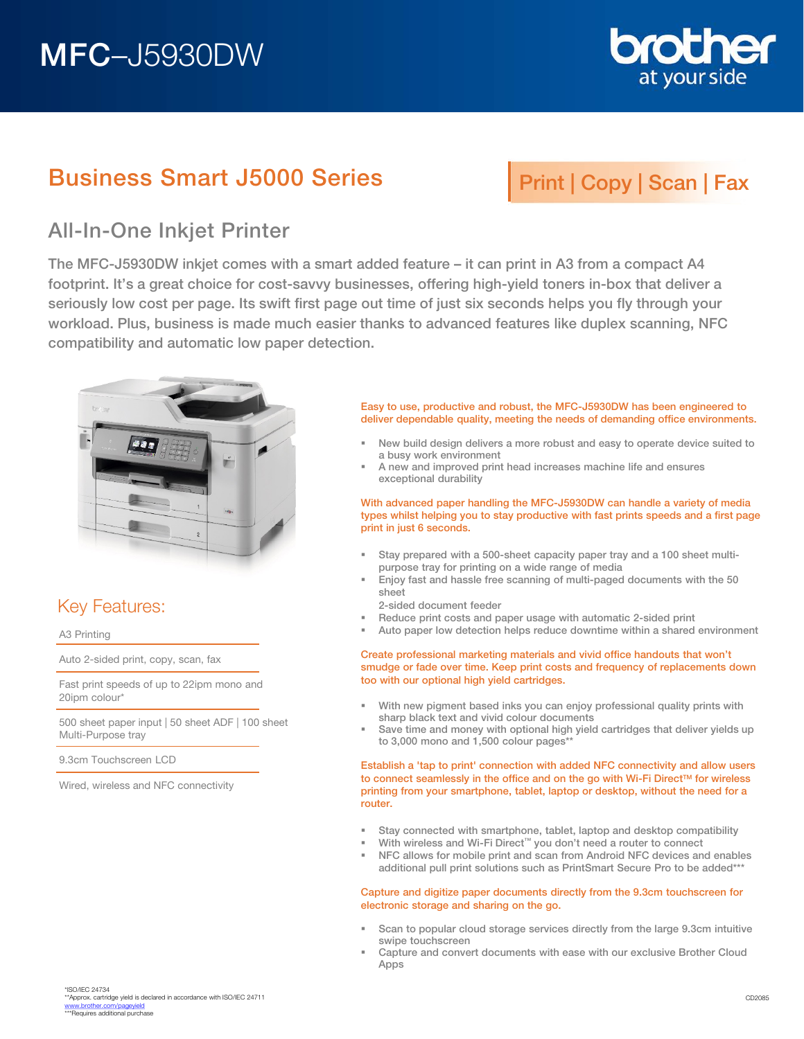# MFC–J5930DW

brother at your side

## Business Smart J5000 Series

Print | Copy | Scan | Fax

## All-In-One Inkjet Printer

The MFC-J5930DW inkjet comes with a smart added feature – it can print in A3 from a compact A4 footprint. It's a great choice for cost-savvy businesses, offering high-yield toners in-box that deliver a seriously low cost per page. Its swift first page out time of just six seconds helps you fly through your workload. Plus, business is made much easier thanks to advanced features like duplex scanning, NFC compatibility and automatic low paper detection.

### Key Features:

- A3 Printing
- Auto 2-sided print, copy, scan, fax
- Fast print speeds of up to 22ipm mono and 20ipm colour*
- 500 sheet paper input | 50 sheet ADF | 100 sheet Multi-Purpose tray
- 9.3cm Touchscreen LCD
- Wired, wireless and NFC connectivity

Easy to use, productive and robust, the MFC-J5930DW has been engineered to deliver dependable quality, meeting the needs of demanding office environments.

- New build design delivers a more robust and easy to operate device suited to a busy work environment
- A new and improved print head increases machine life and ensures exceptional durability

With advanced paper handling the MFC-J5930DW can handle a variety of media types whilst helping you to stay productive with fast prints speeds and a first page print in just 6 seconds.

- Stay prepared with a 500-sheet capacity paper tray and a 100 sheet multi-purpose tray for printing on a wide range of media
- Enjoy fast and hassle free scanning of multi-paged documents with the 50 sheet 2-sided document feeder
- Reduce print costs and paper usage with automatic 2-sided print
- Auto paper low detection helps reduce downtime within a shared environment

Create professional marketing materials and vivid office handouts that won't smudge or fade over time. Keep print costs and frequency of replacements down too with our optional high yield cartridges.

- With new pigment based inks you can enjoy professional quality prints with sharp black text and vivid colour documents
- Save time and money with optional high yield cartridges that deliver yields up to 3,000 mono and 1,500 colour pages**

Establish a 'tap to print' connection with added NFC connectivity and allow users to connect seamlessly in the office and on the go with Wi-Fi Direct™ for wireless printing from your smartphone, tablet, laptop or desktop, without the need for a router.

- Stay connected with smartphone, tablet, laptop and desktop compatibility
- With wireless and Wi-Fi Direct™ you don't need a router to connect
- NFC allows for mobile print and scan from Android NFC devices and enables additional pull print solutions such as PrintSmart Secure Pro to be added***

Capture and digitize paper documents directly from the 9.3cm touchscreen for electronic storage and sharing on the go.

- Scan to popular cloud storage services directly from the large 9.3cm intuitive swipe touchscreen
- Capture and convert documents with ease with our exclusive Brother Cloud Apps

*ISO/IEC 24734
**Approx. cartridge yield is declared in accordance with ISO/IEC 24711 www.brother.com/pageyield
***Requires additional purchase

CD2085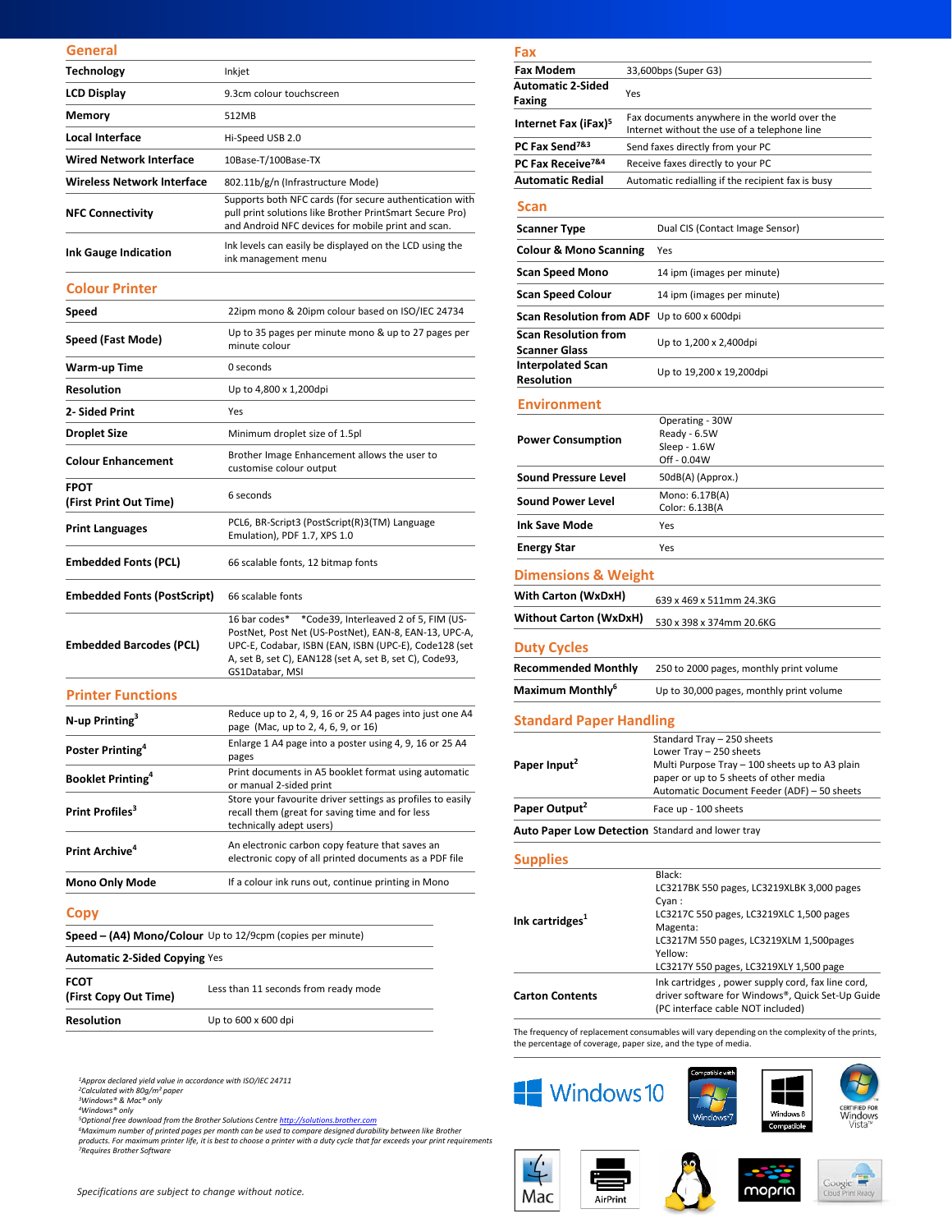## General

| | |
|---|---|
| **Technology** | Inkjet |
| **LCD Display** | 9.3cm colour touchscreen |
| **Memory** | 512MB |
| **Local Interface** | Hi-Speed USB 2.0 |
| **Wired Network Interface** | 10Base-T/100Base-TX |
| **Wireless Network Interface** | 802.11b/g/n (Infrastructure Mode) |
| **NFC Connectivity** | Supports both NFC cards (for secure authentication with pull print solutions like Brother PrintSmart Secure Pro) and Android NFC devices for mobile print and scan. |
| **Ink Gauge Indication** | Ink levels can easily be displayed on the LCD using the ink management menu |

## Colour Printer

| | |
|---|---|
| **Speed** | 22ipm mono & 20ipm colour based on ISO/IEC 24734 |
| **Speed (Fast Mode)** | Up to 35 pages per minute mono & up to 27 pages per minute colour |
| **Warm-up Time** | 0 seconds |
| **Resolution** | Up to 4,800 x 1,200dpi |
| **2- Sided Print** | Yes |
| **Droplet Size** | Minimum droplet size of 1.5pl |
| **Colour Enhancement** | Brother Image Enhancement allows the user to customise colour output |
| **FPOT (First Print Out Time)** | 6 seconds |
| **Print Languages** | PCL6, BR-Script3 (PostScript(R)3(TM) Language Emulation), PDF 1.7, XPS 1.0 |
| **Embedded Fonts (PCL)** | 66 scalable fonts, 12 bitmap fonts |
| **Embedded Fonts (PostScript)** | 66 scalable fonts |
| **Embedded Barcodes (PCL)** | 16 bar codes* *Code39, Interleaved 2 of 5, FIM (US-PostNet), Post Net (US-PostNet), EAN-8, EAN-13, UPC-A, UPC-E, Codabar, ISBN (EAN, ISBN (UPC-E), Code128 (set A, set B, set C), EAN128 (set A, set B, set C), Code93, GS1Databar, MSI |

## Printer Functions

| | |
|---|---|
| **N-up Printing**[3] | Reduce up to 2, 4, 9, 16 or 25 A4 pages into just one A4 page (Mac, up to 2, 4, 6, 9, or 16) |
| **Poster Printing**[4] | Enlarge 1 A4 page into a poster using 4, 9, 16 or 25 A4 pages |
| **Booklet Printing**[4] | Print documents in A5 booklet format using automatic or manual 2-sided print |
| **Print Profiles**[3] | Store your favourite driver settings as profiles to easily recall them (great for saving time and for less technically adept users) |
| **Print Archive**[4] | An electronic carbon copy feature that saves an electronic copy of all printed documents as a PDF file |
| **Mono Only Mode** | If a colour ink runs out, continue printing in Mono |

## Copy

| | |
|---|---|
| **Speed – (A4) Mono/Colour** | Up to 12/9cpm (copies per minute) |
| **Automatic 2-Sided Copying** | Yes |
| **FCOT (First Copy Out Time)** | Less than 11 seconds from ready mode |
| **Resolution** | Up to 600 x 600 dpi |

## Fax

| | |
|---|---|
| **Fax Modem** | 33,600bps (Super G3) |
| **Automatic 2-Sided Faxing** | Yes |
| **Internet Fax (iFax)**[5] | Fax documents anywhere in the world over the Internet without the use of a telephone line |
| **PC Fax Send**[7&3] | Send faxes directly from your PC |
| **PC Fax Receive**[7&4] | Receive faxes directly to your PC |
| **Automatic Redial** | Automatic redialling if the recipient fax is busy |

## Scan

| | |
|---|---|
| **Scanner Type** | Dual CIS (Contact Image Sensor) |
| **Colour & Mono Scanning** | Yes |
| **Scan Speed Mono** | 14 ipm (images per minute) |
| **Scan Speed Colour** | 14 ipm (images per minute) |
| **Scan Resolution from ADF** | Up to 600 x 600dpi |
| **Scan Resolution from Scanner Glass** | Up to 1,200 x 2,400dpi |
| **Interpolated Scan Resolution** | Up to 19,200 x 19,200dpi |

## Environment

| | |
|---|---|
| **Power Consumption** | Operating - 30W<br>Ready - 6.5W<br>Sleep - 1.6W<br>Off - 0.04W |
| **Sound Pressure Level** | 50dB(A) (Approx.) |
| **Sound Power Level** | Mono: 6.17B(A)<br>Color: 6.13B(A |
| **Ink Save Mode** | Yes |
| **Energy Star** | Yes |

## Dimensions & Weight

| | |
|---|---|
| **With Carton (WxDxH)** | 639 x 469 x 511mm 24.3KG |
| **Without Carton (WxDxH)** | 530 x 398 x 374mm 20.6KG |

## Duty Cycles

| | |
|---|---|
| **Recommended Monthly** | 250 to 2000 pages, monthly print volume |
| **Maximum Monthly**[6] | Up to 30,000 pages, monthly print volume |

## Standard Paper Handling

| | |
|---|---|
| **Paper Input**[2] | Standard Tray – 250 sheets<br>Lower Tray – 250 sheets<br>Multi Purpose Tray – 100 sheets up to A3 plain paper or up to 5 sheets of other media<br>Automatic Document Feeder (ADF) – 50 sheets |
| **Paper Output**[2] | Face up - 100 sheets |
| **Auto Paper Low Detection** | Standard and lower tray |

## Supplies

| | |
|---|---|
| **Ink cartridges**[1] | Black:<br>LC3217BK 550 pages, LC3219XLBK 3,000 pages<br>Cyan :<br>LC3217C 550 pages, LC3219XLC 1,500 pages<br>Magenta:<br>LC3217M 550 pages, LC3219XLM 1,500pages<br>Yellow:<br>LC3217Y 550 pages, LC3219XLY 1,500 page |
| **Carton Contents** | Ink cartridges , power supply cord, fax line cord, driver software for Windows®, Quick Set-Up Guide (PC interface cable NOT included) |

The frequency of replacement consumables will vary depending on the complexity of the prints, the percentage of coverage, paper size, and the type of media.

Windows 10

*[1]Approx declared yield value in accordance with ISO/IEC 24711*
*[2]Calculated with 80g/m² paper*
*[3]Windows® & Mac® only*
*[4]Windows® only*
*[5]Optional free download from the Brother Solutions Centre http://solutions.brother.com*
*[6]Maximum number of printed pages per month can be used to compare designed durability between like Brother products. For maximum printer life, it is best to choose a printer with a duty cycle that far exceeds your print requirements*
*[7]Requires Brother Software*

*Specifications are subject to change without notice.*